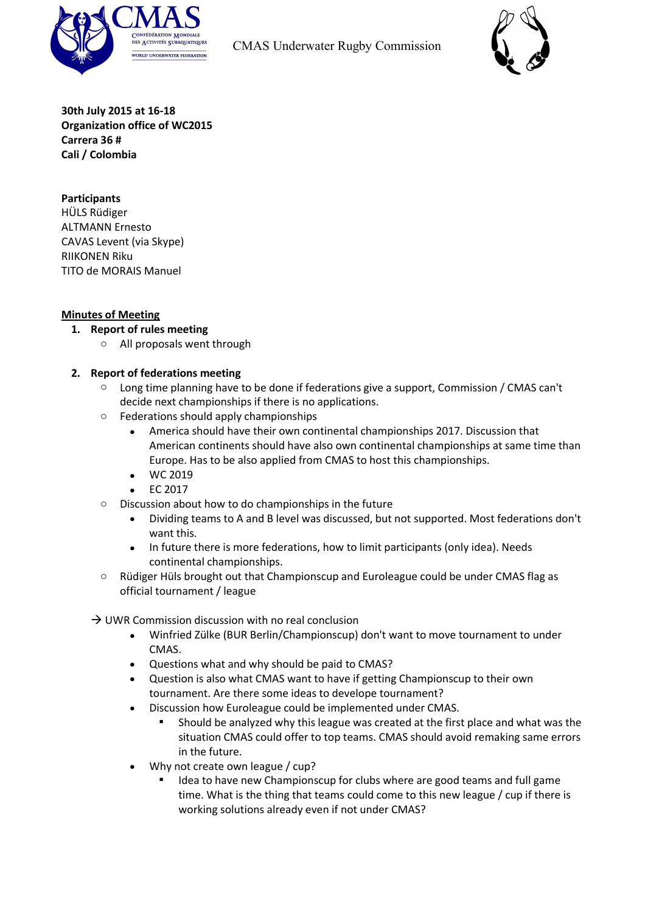CMAS Underwater Rugby Commission

**30th July 2015 at 16-18**
**Organization office of WC2015**
**Carrera 36 #**
**Cali / Colombia**

**Participants**
HÜLS Rüdiger
ALTMANN Ernesto
CAVAS Levent (via Skype)
RIIKONEN Riku
TITO de MORAIS Manuel

**<u>Minutes of Meeting</u>**

1. **Report of rules meeting**
   - All proposals went through

2. **Report of federations meeting**
   - Long time planning have to be done if federations give a support, Commission / CMAS can't decide next championships if there is no applications.
   - Federations should apply championships
     - America should have their own continental championships 2017. Discussion that American continents should have also own continental championships at same time than Europe. Has to be also applied from CMAS to host this championships.
     - WC 2019
     - EC 2017
   - Discussion about how to do championships in the future
     - Dividing teams to A and B level was discussed, but not supported. Most federations don't want this.
     - In future there is more federations, how to limit participants (only idea). Needs continental championships.
   - Rüdiger Hüls brought out that Championscup and Euroleague could be under CMAS flag as official tournament / league

→ UWR Commission discussion with no real conclusion
   - Winfried Zülke (BUR Berlin/Championscup) don't want to move tournament to under CMAS.
   - Questions what and why should be paid to CMAS?
   - Question is also what CMAS want to have if getting Championscup to their own tournament. Are there some ideas to develope tournament?
   - Discussion how Euroleague could be implemented under CMAS.
     - Should be analyzed why this league was created at the first place and what was the situation CMAS could offer to top teams. CMAS should avoid remaking same errors in the future.
   - Why not create own league / cup?
     - Idea to have new Championscup for clubs where are good teams and full game time. What is the thing that teams could come to this new league / cup if there is working solutions already even if not under CMAS?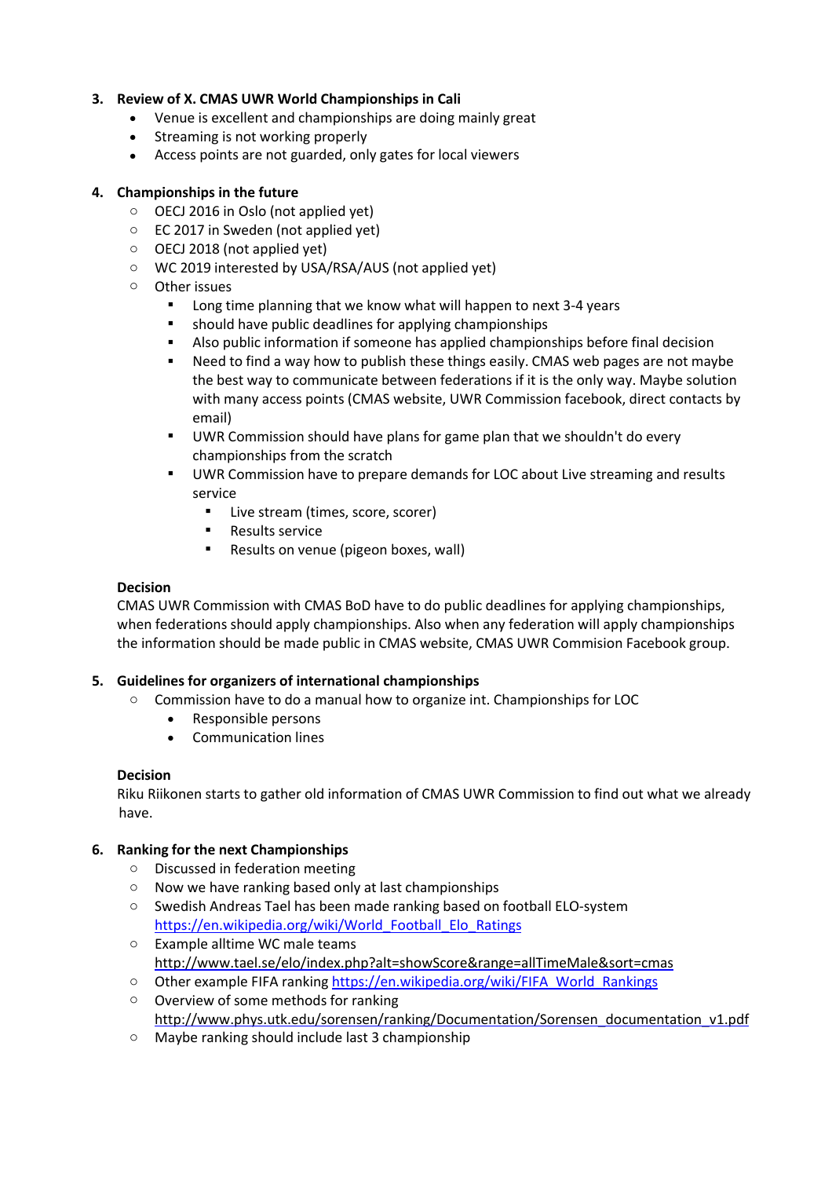3. **Review of X. CMAS UWR World Championships in Cali**
   - Venue is excellent and championships are doing mainly great
   - Streaming is not working properly
   - Access points are not guarded, only gates for local viewers

4. **Championships in the future**
   - OECJ 2016 in Oslo (not applied yet)
   - EC 2017 in Sweden (not applied yet)
   - OECJ 2018 (not applied yet)
   - WC 2019 interested by USA/RSA/AUS (not applied yet)
   - Other issues
     - Long time planning that we know what will happen to next 3-4 years
     - should have public deadlines for applying championships
     - Also public information if someone has applied championships before final decision
     - Need to find a way how to publish these things easily. CMAS web pages are not maybe the best way to communicate between federations if it is the only way. Maybe solution with many access points (CMAS website, UWR Commission facebook, direct contacts by email)
     - UWR Commission should have plans for game plan that we shouldn't do every championships from the scratch
     - UWR Commission have to prepare demands for LOC about Live streaming and results service
       - Live stream (times, score, scorer)
       - Results service
       - Results on venue (pigeon boxes, wall)

   **Decision**

   CMAS UWR Commission with CMAS BoD have to do public deadlines for applying championships, when federations should apply championships. Also when any federation will apply championships the information should be made public in CMAS website, CMAS UWR Commision Facebook group.

5. **Guidelines for organizers of international championships**
   - Commission have to do a manual how to organize int. Championships for LOC
     - Responsible persons
     - Communication lines

   **Decision**

   Riku Riikonen starts to gather old information of CMAS UWR Commission to find out what we already have.

6. **Ranking for the next Championships**
   - Discussed in federation meeting
   - Now we have ranking based only at last championships
   - Swedish Andreas Tael has been made ranking based on football ELO-system https://en.wikipedia.org/wiki/World_Football_Elo_Ratings
   - Example alltime WC male teams http://www.tael.se/elo/index.php?alt=showScore&range=allTimeMale&sort=cmas
   - Other example FIFA ranking https://en.wikipedia.org/wiki/FIFA_World_Rankings
   - Overview of some methods for ranking http://www.phys.utk.edu/sorensen/ranking/Documentation/Sorensen_documentation_v1.pdf
   - Maybe ranking should include last 3 championship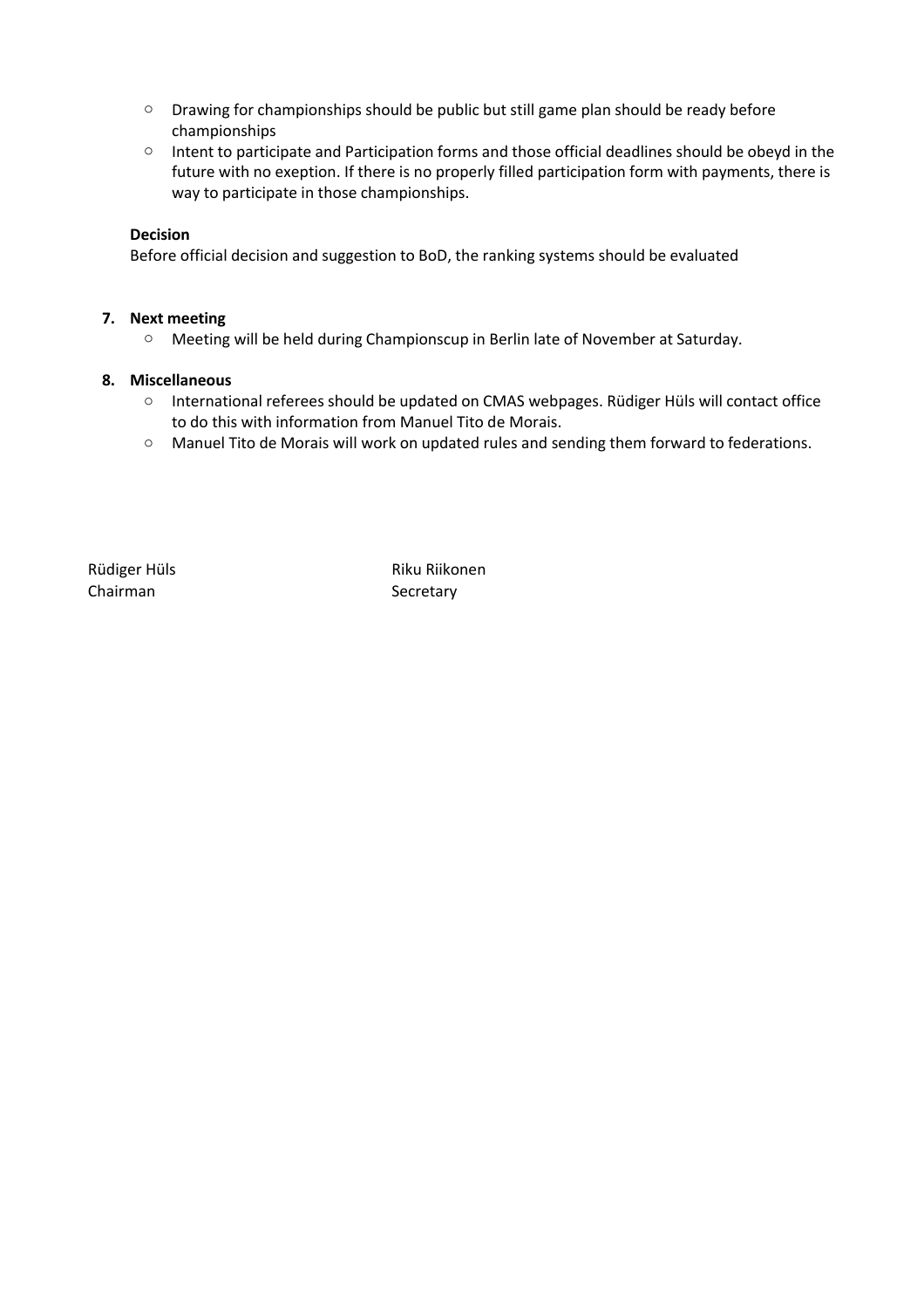- Drawing for championships should be public but still game plan should be ready before championships
- Intent to participate and Participation forms and those official deadlines should be obeyd in the future with no exeption. If there is no properly filled participation form with payments, there is way to participate in those championships.

**Decision**

Before official decision and suggestion to BoD, the ranking systems should be evaluated

7. **Next meeting**
   - Meeting will be held during Championscup in Berlin late of November at Saturday.

8. **Miscellaneous**
   - International referees should be updated on CMAS webpages. Rüdiger Hüls will contact office to do this with information from Manuel Tito de Morais.
   - Manuel Tito de Morais will work on updated rules and sending them forward to federations.

Rüdiger Hüls
Chairman

Riku Riikonen
Secretary